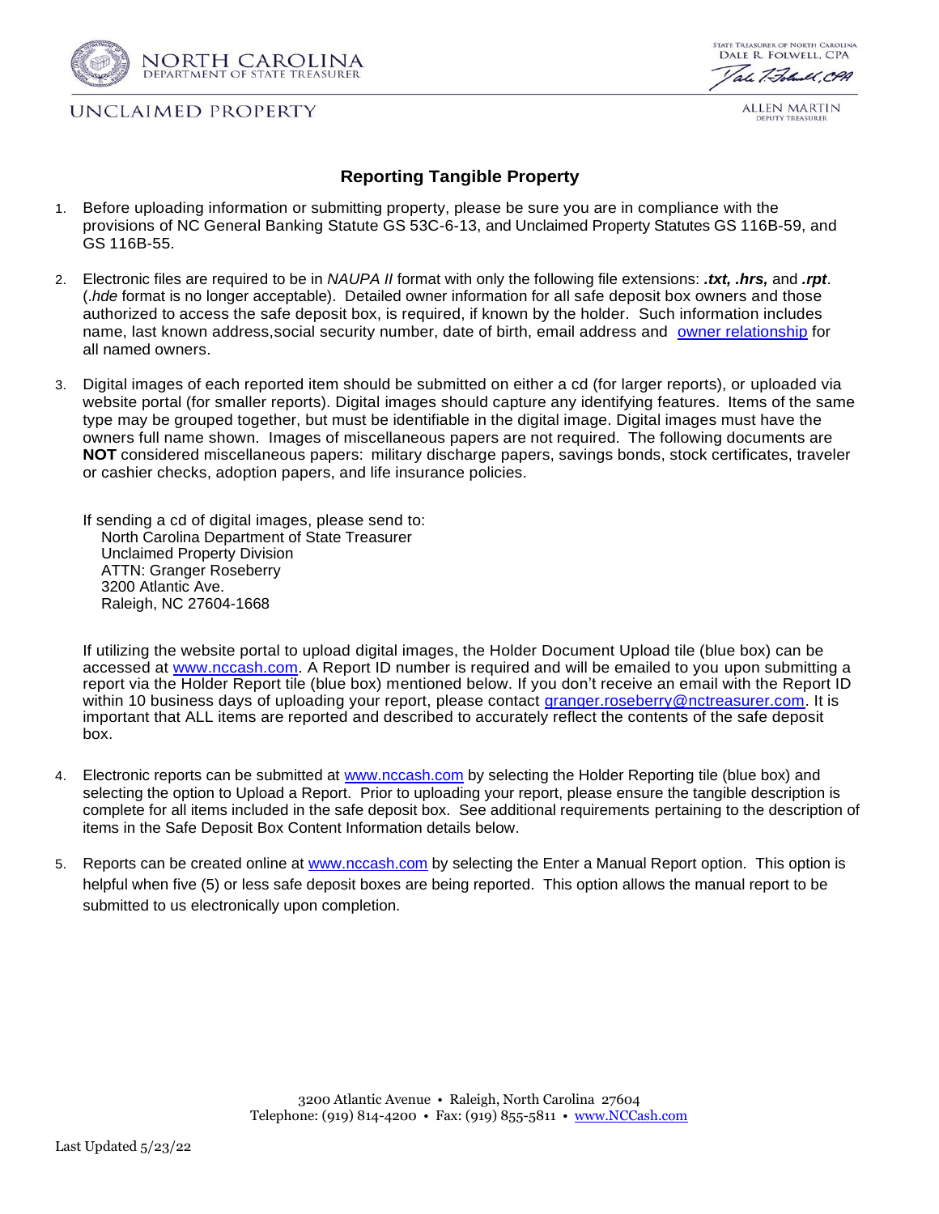NORTH CAROLINA
DEPARTMENT OF STATE TREASURER

UNCLAIMED PROPERTY

STATE TREASURER OF NORTH CAROLINA
DALE R. FOLWELL, CPA

ALLEN MARTIN
DEPUTY TREASURER

## Reporting Tangible Property

1. Before uploading information or submitting property, please be sure you are in compliance with the provisions of NC General Banking Statute GS 53C-6-13, and Unclaimed Property Statutes GS 116B-59, and GS 116B-55.

2. Electronic files are required to be in *NAUPA II* format with only the following file extensions: ***.txt, .hrs,*** and ***.rpt***. (*.hde* format is no longer acceptable). Detailed owner information for all safe deposit box owners and those authorized to access the safe deposit box, is required, if known by the holder. Such information includes name, last known address,social security number, date of birth, email address and owner relationship for all named owners.

3. Digital images of each reported item should be submitted on either a cd (for larger reports), or uploaded via website portal (for smaller reports). Digital images should capture any identifying features. Items of the same type may be grouped together, but must be identifiable in the digital image. Digital images must have the owners full name shown. Images of miscellaneous papers are not required. The following documents are **NOT** considered miscellaneous papers: military discharge papers, savings bonds, stock certificates, traveler or cashier checks, adoption papers, and life insurance policies.

   If sending a cd of digital images, please send to:
   North Carolina Department of State Treasurer
   Unclaimed Property Division
   ATTN: Granger Roseberry
   3200 Atlantic Ave.
   Raleigh, NC 27604-1668

   If utilizing the website portal to upload digital images, the Holder Document Upload tile (blue box) can be accessed at www.nccash.com. A Report ID number is required and will be emailed to you upon submitting a report via the Holder Report tile (blue box) mentioned below. If you don't receive an email with the Report ID within 10 business days of uploading your report, please contact granger.roseberry@nctreasurer.com. It is important that ALL items are reported and described to accurately reflect the contents of the safe deposit box.

4. Electronic reports can be submitted at www.nccash.com by selecting the Holder Reporting tile (blue box) and selecting the option to Upload a Report. Prior to uploading your report, please ensure the tangible description is complete for all items included in the safe deposit box. See additional requirements pertaining to the description of items in the Safe Deposit Box Content Information details below.

5. Reports can be created online at www.nccash.com by selecting the Enter a Manual Report option. This option is helpful when five (5) or less safe deposit boxes are being reported. This option allows the manual report to be submitted to us electronically upon completion.

3200 Atlantic Avenue • Raleigh, North Carolina 27604
Telephone: (919) 814-4200 • Fax: (919) 855-5811 • www.NCCash.com

Last Updated 5/23/22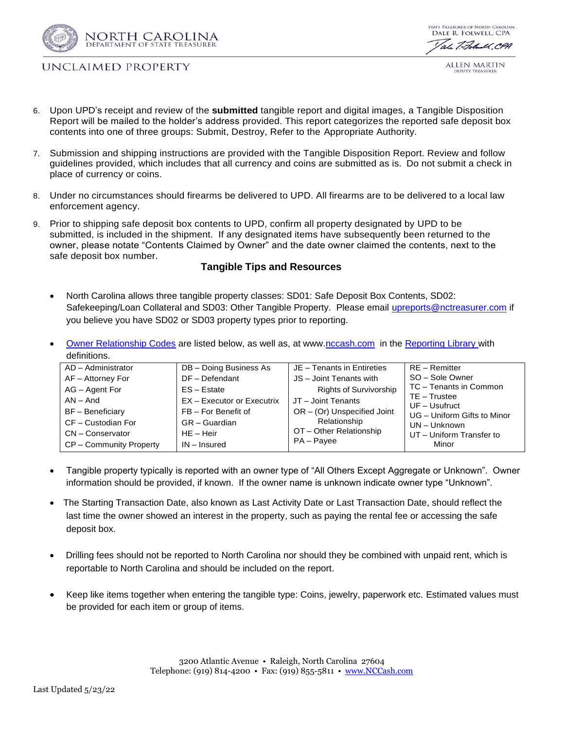6. Upon UPD's receipt and review of the **submitted** tangible report and digital images, a Tangible Disposition Report will be mailed to the holder's address provided. This report categorizes the reported safe deposit box contents into one of three groups: Submit, Destroy, Refer to the Appropriate Authority.
7. Submission and shipping instructions are provided with the Tangible Disposition Report. Review and follow guidelines provided, which includes that all currency and coins are submitted as is. Do not submit a check in place of currency or coins.
8. Under no circumstances should firearms be delivered to UPD. All firearms are to be delivered to a local law enforcement agency.
9. Prior to shipping safe deposit box contents to UPD, confirm all property designated by UPD to be submitted, is included in the shipment. If any designated items have subsequently been returned to the owner, please notate "Contents Claimed by Owner" and the date owner claimed the contents, next to the safe deposit box number.

### Tangible Tips and Resources

- North Carolina allows three tangible property classes: SD01: Safe Deposit Box Contents, SD02: Safekeeping/Loan Collateral and SD03: Other Tangible Property. Please email upreports@nctreasurer.com if you believe you have SD02 or SD03 property types prior to reporting.
- Owner Relationship Codes are listed below, as well as, at www.nccash.com in the Reporting Library with definitions.

| | | | |
|---|---|---|---|
| AD – Administrator | DB – Doing Business As | JE – Tenants in Entireties | RE – Remitter |
| AF – Attorney For | DF – Defendant | JS – Joint Tenants with Rights of Survivorship | SO – Sole Owner |
| AG – Agent For | ES – Estate | JT – Joint Tenants | TC – Tenants in Common |
| AN – And | EX – Executor or Executrix | OR – (Or) Unspecified Joint Relationship | TE – Trustee |
| BF – Beneficiary | FB – For Benefit of | OT – Other Relationship | UF – Usufruct |
| CF – Custodian For | GR – Guardian | PA – Payee | UG – Uniform Gifts to Minor |
| CN – Conservator | HE – Heir | | UN – Unknown |
| CP – Community Property | IN – Insured | | UT – Uniform Transfer to Minor |

- Tangible property typically is reported with an owner type of "All Others Except Aggregate or Unknown". Owner information should be provided, if known. If the owner name is unknown indicate owner type "Unknown".
- The Starting Transaction Date, also known as Last Activity Date or Last Transaction Date, should reflect the last time the owner showed an interest in the property, such as paying the rental fee or accessing the safe deposit box.
- Drilling fees should not be reported to North Carolina nor should they be combined with unpaid rent, which is reportable to North Carolina and should be included on the report.
- Keep like items together when entering the tangible type: Coins, jewelry, paperwork etc. Estimated values must be provided for each item or group of items.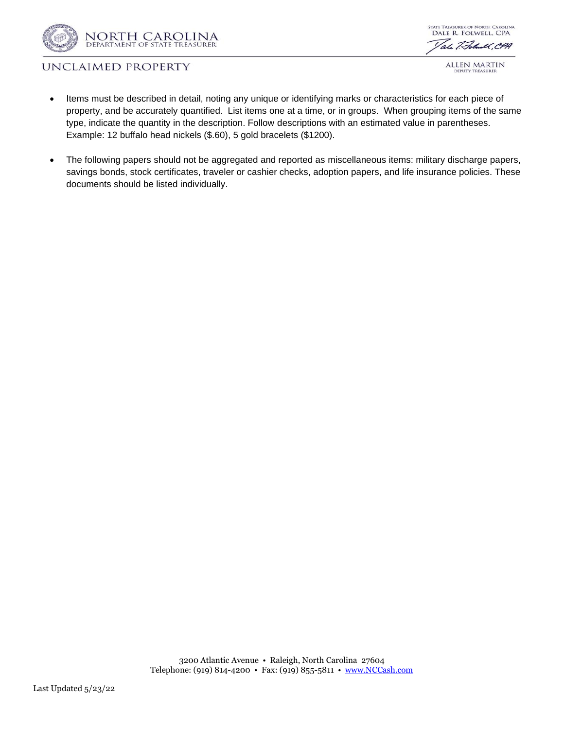- Items must be described in detail, noting any unique or identifying marks or characteristics for each piece of property, and be accurately quantified. List items one at a time, or in groups. When grouping items of the same type, indicate the quantity in the description. Follow descriptions with an estimated value in parentheses. Example: 12 buffalo head nickels ($.60), 5 gold bracelets ($1200).

- The following papers should not be aggregated and reported as miscellaneous items: military discharge papers, savings bonds, stock certificates, traveler or cashier checks, adoption papers, and life insurance policies. These documents should be listed individually.